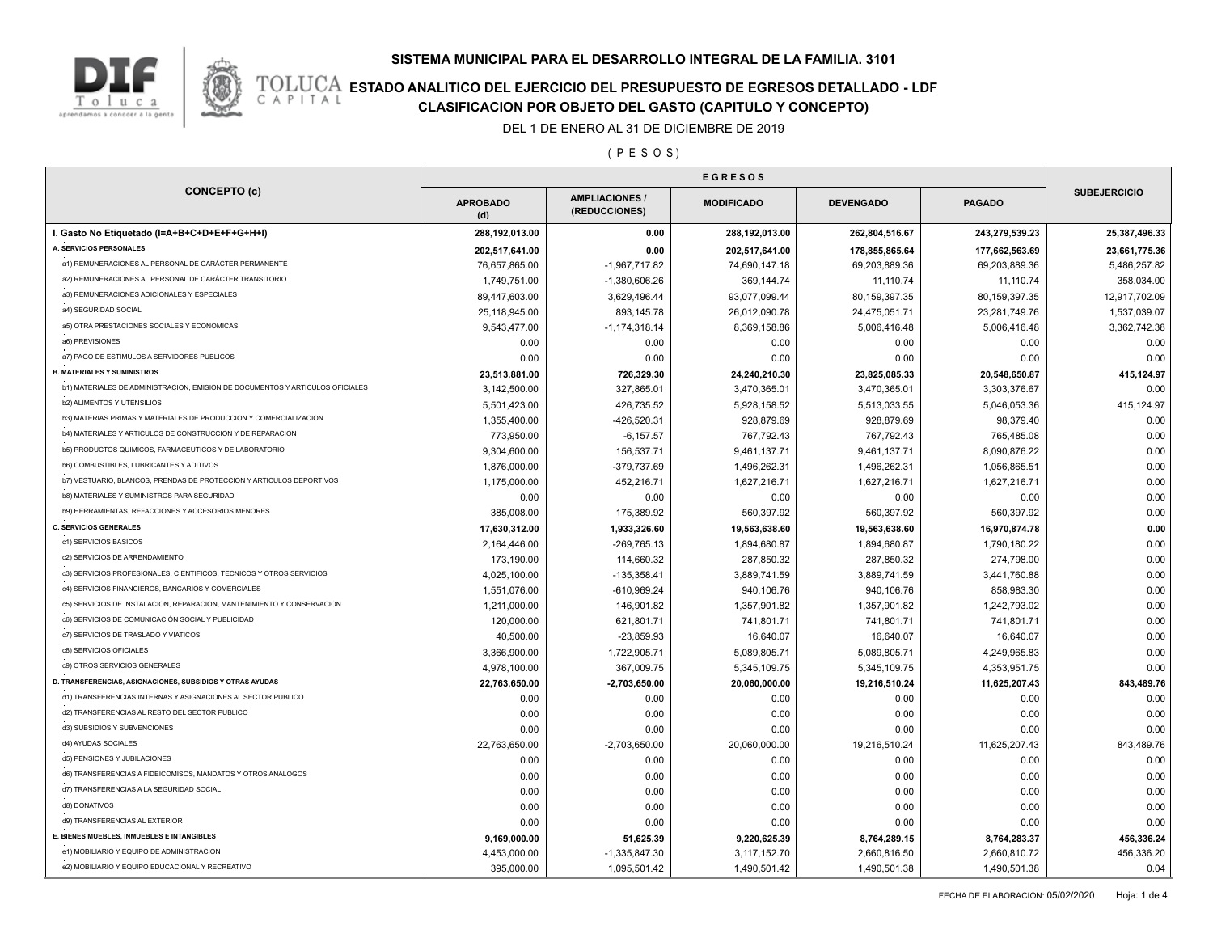# SISTEMA MUNICIPAL PARA EL DESARROLLO INTEGRAL DE LA FAMILIA. 3101

## ESTADO ANALITICO DEL EJERCICIO DEL PRESUPUESTO DE EGRESOS DETALLADO - LDF

## CLASIFICACION POR OBJETO DEL GASTO (CAPITULO Y CONCEPTO)

DEL 1 DE ENERO AL 31 DE DICIEMBRE DE 2019

( P E S O S )

| CONCEPTO (c) | EGRESOS | | | | | SUBEJERCICIO |
|---|---|---|---|---|---|---|
| | APROBADO (d) | AMPLIACIONES / (REDUCCIONES) | MODIFICADO | DEVENGADO | PAGADO | |
| **I. Gasto No Etiquetado (I=A+B+C+D+E+F+G+H+I)** | **288,192,013.00** | **0.00** | **288,192,013.00** | **262,804,516.67** | **243,279,539.23** | **25,387,496.33** |
| **A. SERVICIOS PERSONALES** | **202,517,641.00** | **0.00** | **202,517,641.00** | **178,855,865.64** | **177,662,563.69** | **23,661,775.36** |
| a1) REMUNERACIONES AL PERSONAL DE CARÁCTER PERMANENTE | 76,657,865.00 | -1,967,717.82 | 74,690,147.18 | 69,203,889.36 | 69,203,889.36 | 5,486,257.82 |
| a2) REMUNERACIONES AL PERSONAL DE CARÁCTER TRANSITORIO | 1,749,751.00 | -1,380,606.26 | 369,144.74 | 11,110.74 | 11,110.74 | 358,034.00 |
| a3) REMUNERACIONES ADICIONALES Y ESPECIALES | 89,447,603.00 | 3,629,496.44 | 93,077,099.44 | 80,159,397.35 | 80,159,397.35 | 12,917,702.09 |
| a4) SEGURIDAD SOCIAL | 25,118,945.00 | 893,145.78 | 26,012,090.78 | 24,475,051.71 | 23,281,749.76 | 1,537,039.07 |
| a5) OTRA PRESTACIONES SOCIALES Y ECONOMICAS | 9,543,477.00 | -1,174,318.14 | 8,369,158.86 | 5,006,416.48 | 5,006,416.48 | 3,362,742.38 |
| a6) PREVISIONES | 0.00 | 0.00 | 0.00 | 0.00 | 0.00 | 0.00 |
| a7) PAGO DE ESTIMULOS A SERVIDORES PUBLICOS | 0.00 | 0.00 | 0.00 | 0.00 | 0.00 | 0.00 |
| **B. MATERIALES Y SUMINISTROS** | **23,513,881.00** | **726,329.30** | **24,240,210.30** | **23,825,085.33** | **20,548,650.87** | **415,124.97** |
| b1) MATERIALES DE ADMINISTRACION, EMISION DE DOCUMENTOS Y ARTICULOS OFICIALES | 3,142,500.00 | 327,865.01 | 3,470,365.01 | 3,470,365.01 | 3,303,376.67 | 0.00 |
| b2) ALIMENTOS Y UTENSILIOS | 5,501,423.00 | 426,735.52 | 5,928,158.52 | 5,513,033.55 | 5,046,053.36 | 415,124.97 |
| b3) MATERIAS PRIMAS Y MATERIALES DE PRODUCCION Y COMERCIALIZACION | 1,355,400.00 | -426,520.31 | 928,879.69 | 928,879.69 | 98,379.40 | 0.00 |
| b4) MATERIALES Y ARTICULOS DE CONSTRUCCION Y DE REPARACION | 773,950.00 | -6,157.57 | 767,792.43 | 767,792.43 | 765,488.08 | 0.00 |
| b5) PRODUCTOS QUIMICOS, FARMACEUTICOS Y DE LABORATORIO | 9,304,600.00 | 156,537.71 | 9,461,137.71 | 9,461,137.71 | 8,090,876.22 | 0.00 |
| b6) COMBUSTIBLES, LUBRICANTES Y ADITIVOS | 1,876,000.00 | -379,737.69 | 1,496,262.31 | 1,496,262.31 | 1,056,865.51 | 0.00 |
| b7) VESTUARIO, BLANCOS, PRENDAS DE PROTECCION Y ARTICULOS DEPORTIVOS | 1,175,000.00 | 452,216.71 | 1,627,216.71 | 1,627,216.71 | 1,627,216.71 | 0.00 |
| b8) MATERIALES Y SUMINISTROS PARA SEGURIDAD | 0.00 | 0.00 | 0.00 | 0.00 | 0.00 | 0.00 |
| b9) HERRAMIENTAS, REFACCIONES Y ACCESORIOS MENORES | 385,008.00 | 175,389.92 | 560,397.92 | 560,397.92 | 560,397.92 | 0.00 |
| **C. SERVICIOS GENERALES** | **17,630,312.00** | **1,933,326.60** | **19,563,638.60** | **19,563,638.60** | **16,970,874.78** | **0.00** |
| c1) SERVICIOS BASICOS | 2,164,446.00 | -269,765.13 | 1,894,680.87 | 1,894,680.87 | 1,790,180.22 | 0.00 |
| c2) SERVICIOS DE ARRENDAMIENTO | 173,190.00 | 114,660.32 | 287,850.32 | 287,850.32 | 274,798.00 | 0.00 |
| c3) SERVICIOS PROFESIONALES, CIENTIFICOS, TECNICOS Y OTROS SERVICIOS | 4,025,100.00 | -135,358.41 | 3,889,741.59 | 3,889,741.59 | 3,441,760.88 | 0.00 |
| c4) SERVICIOS FINANCIEROS, BANCARIOS Y COMERCIALES | 1,551,076.00 | -610,969.24 | 940,106.76 | 940,106.76 | 858,983.30 | 0.00 |
| c5) SERVICIOS DE INSTALACION, REPARACION, MANTENIMIENTO Y CONSERVACION | 1,211,000.00 | 146,901.82 | 1,357,901.82 | 1,357,901.82 | 1,242,793.02 | 0.00 |
| c6) SERVICIOS DE COMUNICACIÓN SOCIAL Y PUBLICIDAD | 120,000.00 | 621,801.71 | 741,801.71 | 741,801.71 | 741,801.71 | 0.00 |
| c7) SERVICIOS DE TRASLADO Y VIATICOS | 40,500.00 | -23,859.93 | 16,640.07 | 16,640.07 | 16,640.07 | 0.00 |
| c8) SERVICIOS OFICIALES | 3,366,900.00 | 1,722,905.71 | 5,089,805.71 | 5,089,805.71 | 4,249,965.83 | 0.00 |
| c9) OTROS SERVICIOS GENERALES | 4,978,100.00 | 367,009.75 | 5,345,109.75 | 5,345,109.75 | 4,353,951.75 | 0.00 |
| **D. TRANSFERENCIAS, ASIGNACIONES, SUBSIDIOS Y OTRAS AYUDAS** | **22,763,650.00** | **-2,703,650.00** | **20,060,000.00** | **19,216,510.24** | **11,625,207.43** | **843,489.76** |
| d1) TRANSFERENCIAS INTERNAS Y ASIGNACIONES AL SECTOR PUBLICO | 0.00 | 0.00 | 0.00 | 0.00 | 0.00 | 0.00 |
| d2) TRANSFERENCIAS AL RESTO DEL SECTOR PUBLICO | 0.00 | 0.00 | 0.00 | 0.00 | 0.00 | 0.00 |
| d3) SUBSIDIOS Y SUBVENCIONES | 0.00 | 0.00 | 0.00 | 0.00 | 0.00 | 0.00 |
| d4) AYUDAS SOCIALES | 22,763,650.00 | -2,703,650.00 | 20,060,000.00 | 19,216,510.24 | 11,625,207.43 | 843,489.76 |
| d5) PENSIONES Y JUBILACIONES | 0.00 | 0.00 | 0.00 | 0.00 | 0.00 | 0.00 |
| d6) TRANSFERENCIAS A FIDEICOMISOS, MANDATOS Y OTROS ANALOGOS | 0.00 | 0.00 | 0.00 | 0.00 | 0.00 | 0.00 |
| d7) TRANSFERENCIAS A LA SEGURIDAD SOCIAL | 0.00 | 0.00 | 0.00 | 0.00 | 0.00 | 0.00 |
| d8) DONATIVOS | 0.00 | 0.00 | 0.00 | 0.00 | 0.00 | 0.00 |
| d9) TRANSFERENCIAS AL EXTERIOR | 0.00 | 0.00 | 0.00 | 0.00 | 0.00 | 0.00 |
| **E. BIENES MUEBLES, INMUEBLES E INTANGIBLES** | **9,169,000.00** | **51,625.39** | **9,220,625.39** | **8,764,289.15** | **8,764,283.37** | **456,336.24** |
| e1) MOBILIARIO Y EQUIPO DE ADMINISTRACION | 4,453,000.00 | -1,335,847.30 | 3,117,152.70 | 2,660,816.50 | 2,660,810.72 | 456,336.20 |
| e2) MOBILIARIO Y EQUIPO EDUCACIONAL Y RECREATIVO | 395,000.00 | 1,095,501.42 | 1,490,501.42 | 1,490,501.38 | 1,490,501.38 | 0.04 |

FECHA DE ELABORACION: 05/02/2020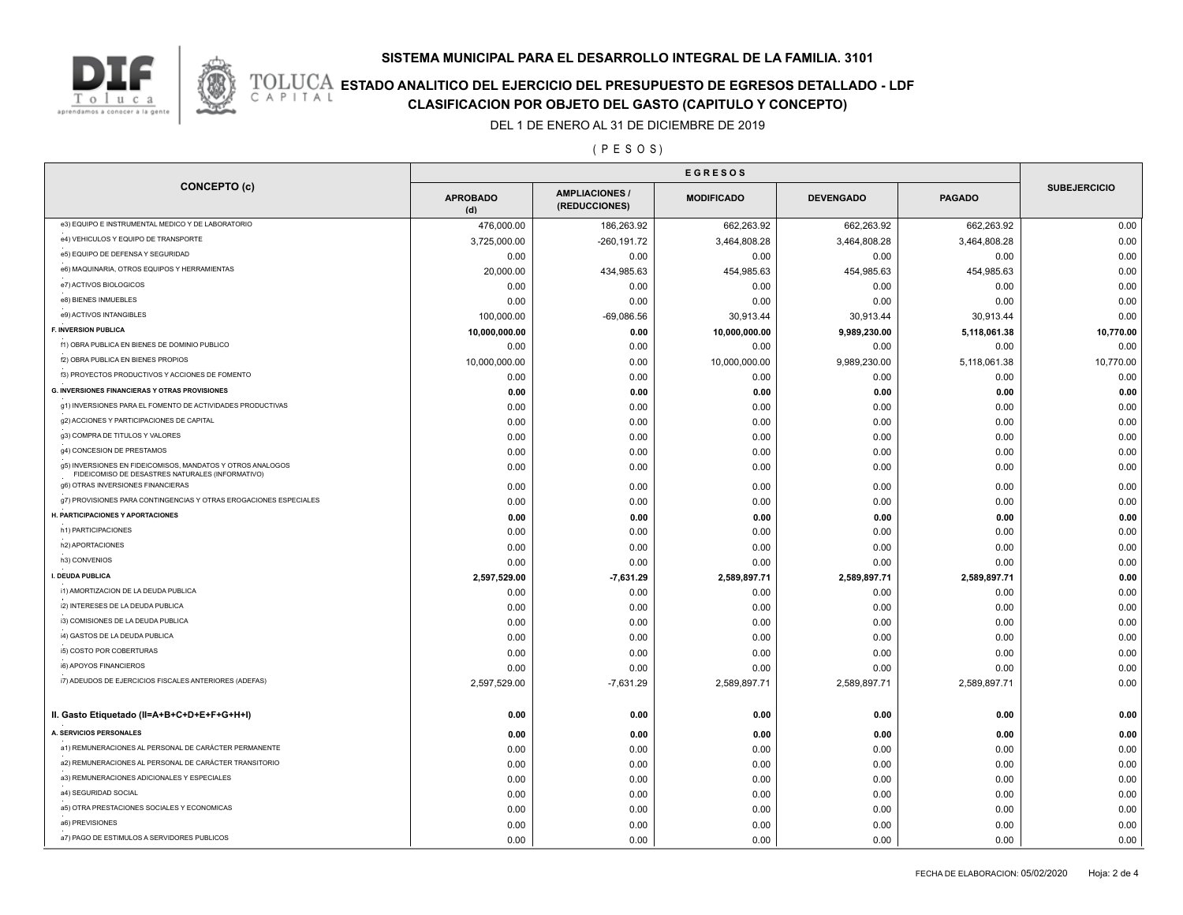# SISTEMA MUNICIPAL PARA EL DESARROLLO INTEGRAL DE LA FAMILIA. 3101

## ESTADO ANALITICO DEL EJERCICIO DEL PRESUPUESTO DE EGRESOS DETALLADO - LDF

## CLASIFICACION POR OBJETO DEL GASTO (CAPITULO Y CONCEPTO)

DEL 1 DE ENERO AL 31 DE DICIEMBRE DE 2019

( P E S O S )

| CONCEPTO (c) | EGRESOS | | | | | SUBEJERCICIO |
|---|---|---|---|---|---|---|
| | APROBADO (d) | AMPLIACIONES / (REDUCCIONES) | MODIFICADO | DEVENGADO | PAGADO | |
| e3) EQUIPO E INSTRUMENTAL MEDICO Y DE LABORATORIO | 476,000.00 | 186,263.92 | 662,263.92 | 662,263.92 | 662,263.92 | 0.00 |
| e4) VEHICULOS Y EQUIPO DE TRANSPORTE | 3,725,000.00 | -260,191.72 | 3,464,808.28 | 3,464,808.28 | 3,464,808.28 | 0.00 |
| e5) EQUIPO DE DEFENSA Y SEGURIDAD | 0.00 | 0.00 | 0.00 | 0.00 | 0.00 | 0.00 |
| e6) MAQUINARIA, OTROS EQUIPOS Y HERRAMIENTAS | 20,000.00 | 434,985.63 | 454,985.63 | 454,985.63 | 454,985.63 | 0.00 |
| e7) ACTIVOS BIOLOGICOS | 0.00 | 0.00 | 0.00 | 0.00 | 0.00 | 0.00 |
| e8) BIENES INMUEBLES | 0.00 | 0.00 | 0.00 | 0.00 | 0.00 | 0.00 |
| e9) ACTIVOS INTANGIBLES | 100,000.00 | -69,086.56 | 30,913.44 | 30,913.44 | 30,913.44 | 0.00 |
| **F. INVERSION PUBLICA** | **10,000,000.00** | **0.00** | **10,000,000.00** | **9,989,230.00** | **5,118,061.38** | **10,770.00** |
| f1) OBRA PUBLICA EN BIENES DE DOMINIO PUBLICO | 0.00 | 0.00 | 0.00 | 0.00 | 0.00 | 0.00 |
| f2) OBRA PUBLICA EN BIENES PROPIOS | 10,000,000.00 | 0.00 | 10,000,000.00 | 9,989,230.00 | 5,118,061.38 | 10,770.00 |
| f3) PROYECTOS PRODUCTIVOS Y ACCIONES DE FOMENTO | 0.00 | 0.00 | 0.00 | 0.00 | 0.00 | 0.00 |
| **G. INVERSIONES FINANCIERAS Y OTRAS PROVISIONES** | **0.00** | **0.00** | **0.00** | **0.00** | **0.00** | **0.00** |
| g1) INVERSIONES PARA EL FOMENTO DE ACTIVIDADES PRODUCTIVAS | 0.00 | 0.00 | 0.00 | 0.00 | 0.00 | 0.00 |
| g2) ACCIONES Y PARTICIPACIONES DE CAPITAL | 0.00 | 0.00 | 0.00 | 0.00 | 0.00 | 0.00 |
| g3) COMPRA DE TITULOS Y VALORES | 0.00 | 0.00 | 0.00 | 0.00 | 0.00 | 0.00 |
| g4) CONCESION DE PRESTAMOS | 0.00 | 0.00 | 0.00 | 0.00 | 0.00 | 0.00 |
| g5) INVERSIONES EN FIDEICOMISOS, MANDATOS Y OTROS ANALOGOS FIDEICOMISO DE DESASTRES NATURALES (INFORMATIVO) | 0.00 | 0.00 | 0.00 | 0.00 | 0.00 | 0.00 |
| g6) OTRAS INVERSIONES FINANCIERAS | 0.00 | 0.00 | 0.00 | 0.00 | 0.00 | 0.00 |
| g7) PROVISIONES PARA CONTINGENCIAS Y OTRAS EROGACIONES ESPECIALES | 0.00 | 0.00 | 0.00 | 0.00 | 0.00 | 0.00 |
| **H. PARTICIPACIONES Y APORTACIONES** | **0.00** | **0.00** | **0.00** | **0.00** | **0.00** | **0.00** |
| h1) PARTICIPACIONES | 0.00 | 0.00 | 0.00 | 0.00 | 0.00 | 0.00 |
| h2) APORTACIONES | 0.00 | 0.00 | 0.00 | 0.00 | 0.00 | 0.00 |
| h3) CONVENIOS | 0.00 | 0.00 | 0.00 | 0.00 | 0.00 | 0.00 |
| **I. DEUDA PUBLICA** | **2,597,529.00** | **-7,631.29** | **2,589,897.71** | **2,589,897.71** | **2,589,897.71** | **0.00** |
| i1) AMORTIZACION DE LA DEUDA PUBLICA | 0.00 | 0.00 | 0.00 | 0.00 | 0.00 | 0.00 |
| i2) INTERESES DE LA DEUDA PUBLICA | 0.00 | 0.00 | 0.00 | 0.00 | 0.00 | 0.00 |
| i3) COMISIONES DE LA DEUDA PUBLICA | 0.00 | 0.00 | 0.00 | 0.00 | 0.00 | 0.00 |
| i4) GASTOS DE LA DEUDA PUBLICA | 0.00 | 0.00 | 0.00 | 0.00 | 0.00 | 0.00 |
| i5) COSTO POR COBERTURAS | 0.00 | 0.00 | 0.00 | 0.00 | 0.00 | 0.00 |
| i6) APOYOS FINANCIEROS | 0.00 | 0.00 | 0.00 | 0.00 | 0.00 | 0.00 |
| i7) ADEUDOS DE EJERCICIOS FISCALES ANTERIORES (ADEFAS) | 2,597,529.00 | -7,631.29 | 2,589,897.71 | 2,589,897.71 | 2,589,897.71 | 0.00 |
| **II. Gasto Etiquetado (II=A+B+C+D+E+F+G+H+I)** | **0.00** | **0.00** | **0.00** | **0.00** | **0.00** | **0.00** |
| **A. SERVICIOS PERSONALES** | **0.00** | **0.00** | **0.00** | **0.00** | **0.00** | **0.00** |
| a1) REMUNERACIONES AL PERSONAL DE CARÁCTER PERMANENTE | 0.00 | 0.00 | 0.00 | 0.00 | 0.00 | 0.00 |
| a2) REMUNERACIONES AL PERSONAL DE CARÁCTER TRANSITORIO | 0.00 | 0.00 | 0.00 | 0.00 | 0.00 | 0.00 |
| a3) REMUNERACIONES ADICIONALES Y ESPECIALES | 0.00 | 0.00 | 0.00 | 0.00 | 0.00 | 0.00 |
| a4) SEGURIDAD SOCIAL | 0.00 | 0.00 | 0.00 | 0.00 | 0.00 | 0.00 |
| a5) OTRA PRESTACIONES SOCIALES Y ECONOMICAS | 0.00 | 0.00 | 0.00 | 0.00 | 0.00 | 0.00 |
| a6) PREVISIONES | 0.00 | 0.00 | 0.00 | 0.00 | 0.00 | 0.00 |
| a7) PAGO DE ESTIMULOS A SERVIDORES PUBLICOS | 0.00 | 0.00 | 0.00 | 0.00 | 0.00 | 0.00 |

FECHA DE ELABORACION: 05/02/2020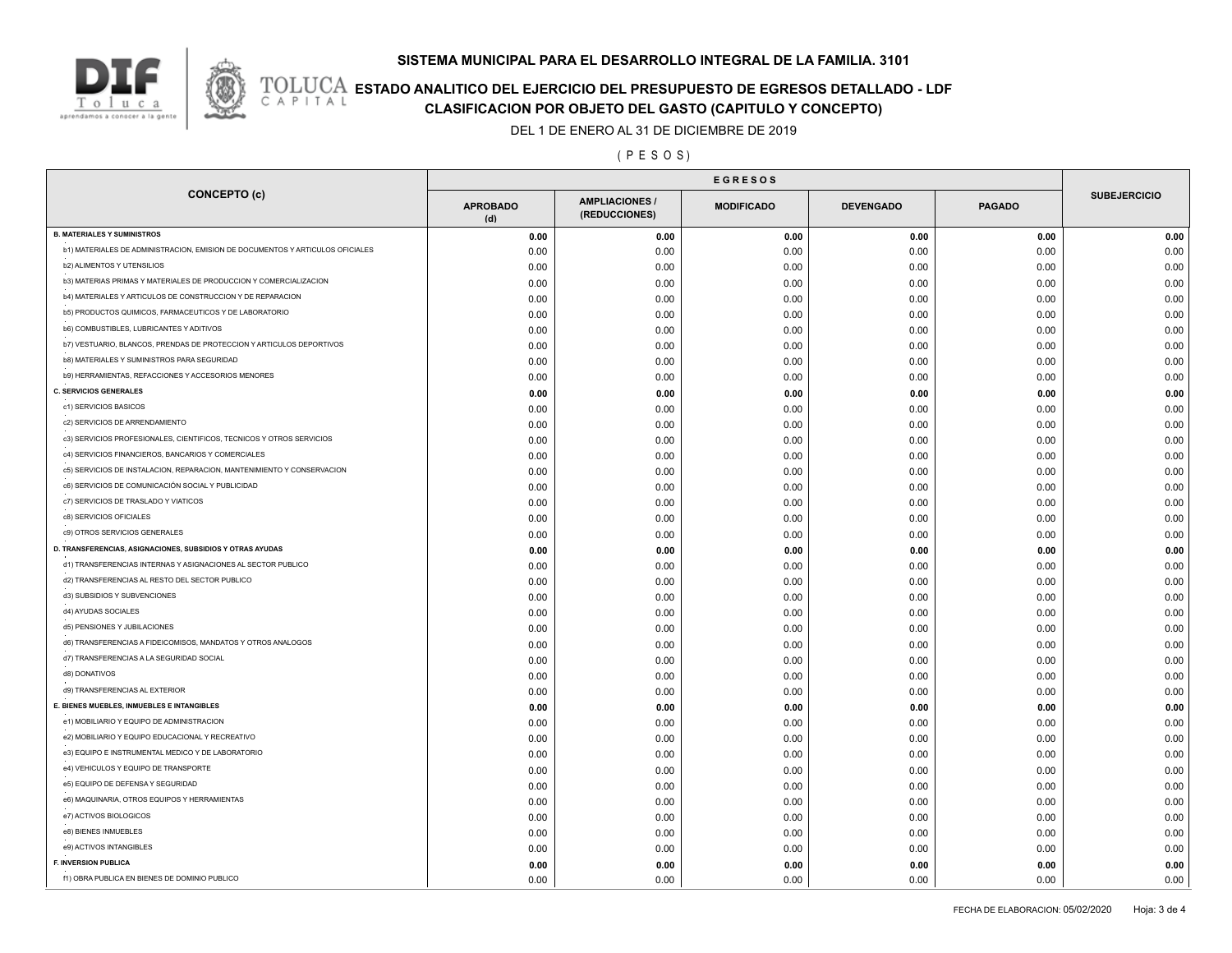# SISTEMA MUNICIPAL PARA EL DESARROLLO INTEGRAL DE LA FAMILIA. 3101

## ESTADO ANALITICO DEL EJERCICIO DEL PRESUPUESTO DE EGRESOS DETALLADO - LDF

## CLASIFICACION POR OBJETO DEL GASTO (CAPITULO Y CONCEPTO)

DEL 1 DE ENERO AL 31 DE DICIEMBRE DE 2019

( P E S O S )

| CONCEPTO (c) | EGRESOS | | | | | SUBEJERCICIO |
|---|---|---|---|---|---|---|
| | APROBADO (d) | AMPLIACIONES / (REDUCCIONES) | MODIFICADO | DEVENGADO | PAGADO | |
| **B. MATERIALES Y SUMINISTROS** | **0.00** | **0.00** | **0.00** | **0.00** | **0.00** | **0.00** |
| b1) MATERIALES DE ADMINISTRACION, EMISION DE DOCUMENTOS Y ARTICULOS OFICIALES | 0.00 | 0.00 | 0.00 | 0.00 | 0.00 | 0.00 |
| b2) ALIMENTOS Y UTENSILIOS | 0.00 | 0.00 | 0.00 | 0.00 | 0.00 | 0.00 |
| b3) MATERIAS PRIMAS Y MATERIALES DE PRODUCCION Y COMERCIALIZACION | 0.00 | 0.00 | 0.00 | 0.00 | 0.00 | 0.00 |
| b4) MATERIALES Y ARTICULOS DE CONSTRUCCION Y DE REPARACION | 0.00 | 0.00 | 0.00 | 0.00 | 0.00 | 0.00 |
| b5) PRODUCTOS QUIMICOS, FARMACEUTICOS Y DE LABORATORIO | 0.00 | 0.00 | 0.00 | 0.00 | 0.00 | 0.00 |
| b6) COMBUSTIBLES, LUBRICANTES Y ADITIVOS | 0.00 | 0.00 | 0.00 | 0.00 | 0.00 | 0.00 |
| b7) VESTUARIO, BLANCOS, PRENDAS DE PROTECCION Y ARTICULOS DEPORTIVOS | 0.00 | 0.00 | 0.00 | 0.00 | 0.00 | 0.00 |
| b8) MATERIALES Y SUMINISTROS PARA SEGURIDAD | 0.00 | 0.00 | 0.00 | 0.00 | 0.00 | 0.00 |
| b9) HERRAMIENTAS, REFACCIONES Y ACCESORIOS MENORES | 0.00 | 0.00 | 0.00 | 0.00 | 0.00 | 0.00 |
| **C. SERVICIOS GENERALES** | **0.00** | **0.00** | **0.00** | **0.00** | **0.00** | **0.00** |
| c1) SERVICIOS BASICOS | 0.00 | 0.00 | 0.00 | 0.00 | 0.00 | 0.00 |
| c2) SERVICIOS DE ARRENDAMIENTO | 0.00 | 0.00 | 0.00 | 0.00 | 0.00 | 0.00 |
| c3) SERVICIOS PROFESIONALES, CIENTIFICOS, TECNICOS Y OTROS SERVICIOS | 0.00 | 0.00 | 0.00 | 0.00 | 0.00 | 0.00 |
| c4) SERVICIOS FINANCIEROS, BANCARIOS Y COMERCIALES | 0.00 | 0.00 | 0.00 | 0.00 | 0.00 | 0.00 |
| c5) SERVICIOS DE INSTALACION, REPARACION, MANTENIMIENTO Y CONSERVACION | 0.00 | 0.00 | 0.00 | 0.00 | 0.00 | 0.00 |
| c6) SERVICIOS DE COMUNICACIÓN SOCIAL Y PUBLICIDAD | 0.00 | 0.00 | 0.00 | 0.00 | 0.00 | 0.00 |
| c7) SERVICIOS DE TRASLADO Y VIATICOS | 0.00 | 0.00 | 0.00 | 0.00 | 0.00 | 0.00 |
| c8) SERVICIOS OFICIALES | 0.00 | 0.00 | 0.00 | 0.00 | 0.00 | 0.00 |
| c9) OTROS SERVICIOS GENERALES | 0.00 | 0.00 | 0.00 | 0.00 | 0.00 | 0.00 |
| **D. TRANSFERENCIAS, ASIGNACIONES, SUBSIDIOS Y OTRAS AYUDAS** | **0.00** | **0.00** | **0.00** | **0.00** | **0.00** | **0.00** |
| d1) TRANSFERENCIAS INTERNAS Y ASIGNACIONES AL SECTOR PUBLICO | 0.00 | 0.00 | 0.00 | 0.00 | 0.00 | 0.00 |
| d2) TRANSFERENCIAS AL RESTO DEL SECTOR PUBLICO | 0.00 | 0.00 | 0.00 | 0.00 | 0.00 | 0.00 |
| d3) SUBSIDIOS Y SUBVENCIONES | 0.00 | 0.00 | 0.00 | 0.00 | 0.00 | 0.00 |
| d4) AYUDAS SOCIALES | 0.00 | 0.00 | 0.00 | 0.00 | 0.00 | 0.00 |
| d5) PENSIONES Y JUBILACIONES | 0.00 | 0.00 | 0.00 | 0.00 | 0.00 | 0.00 |
| d6) TRANSFERENCIAS A FIDEICOMISOS, MANDATOS Y OTROS ANALOGOS | 0.00 | 0.00 | 0.00 | 0.00 | 0.00 | 0.00 |
| d7) TRANSFERENCIAS A LA SEGURIDAD SOCIAL | 0.00 | 0.00 | 0.00 | 0.00 | 0.00 | 0.00 |
| d8) DONATIVOS | 0.00 | 0.00 | 0.00 | 0.00 | 0.00 | 0.00 |
| d9) TRANSFERENCIAS AL EXTERIOR | 0.00 | 0.00 | 0.00 | 0.00 | 0.00 | 0.00 |
| **E. BIENES MUEBLES, INMUEBLES E INTANGIBLES** | **0.00** | **0.00** | **0.00** | **0.00** | **0.00** | **0.00** |
| e1) MOBILIARIO Y EQUIPO DE ADMINISTRACION | 0.00 | 0.00 | 0.00 | 0.00 | 0.00 | 0.00 |
| e2) MOBILIARIO Y EQUIPO EDUCACIONAL Y RECREATIVO | 0.00 | 0.00 | 0.00 | 0.00 | 0.00 | 0.00 |
| e3) EQUIPO E INSTRUMENTAL MEDICO Y DE LABORATORIO | 0.00 | 0.00 | 0.00 | 0.00 | 0.00 | 0.00 |
| e4) VEHICULOS Y EQUIPO DE TRANSPORTE | 0.00 | 0.00 | 0.00 | 0.00 | 0.00 | 0.00 |
| e5) EQUIPO DE DEFENSA Y SEGURIDAD | 0.00 | 0.00 | 0.00 | 0.00 | 0.00 | 0.00 |
| e6) MAQUINARIA, OTROS EQUIPOS Y HERRAMIENTAS | 0.00 | 0.00 | 0.00 | 0.00 | 0.00 | 0.00 |
| e7) ACTIVOS BIOLOGICOS | 0.00 | 0.00 | 0.00 | 0.00 | 0.00 | 0.00 |
| e8) BIENES INMUEBLES | 0.00 | 0.00 | 0.00 | 0.00 | 0.00 | 0.00 |
| e9) ACTIVOS INTANGIBLES | 0.00 | 0.00 | 0.00 | 0.00 | 0.00 | 0.00 |
| **F. INVERSION PUBLICA** | **0.00** | **0.00** | **0.00** | **0.00** | **0.00** | **0.00** |
| f1) OBRA PUBLICA EN BIENES DE DOMINIO PUBLICO | 0.00 | 0.00 | 0.00 | 0.00 | 0.00 | 0.00 |

FECHA DE ELABORACION: 05/02/2020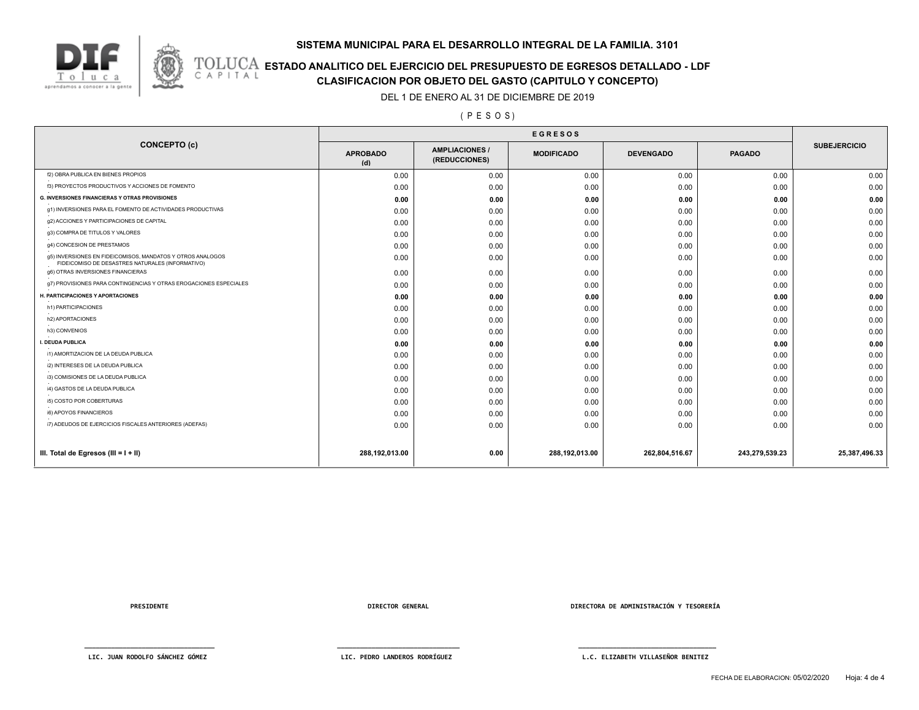# SISTEMA MUNICIPAL PARA EL DESARROLLO INTEGRAL DE LA FAMILIA. 3101

## ESTADO ANALITICO DEL EJERCICIO DEL PRESUPUESTO DE EGRESOS DETALLADO - LDF

## CLASIFICACION POR OBJETO DEL GASTO (CAPITULO Y CONCEPTO)

DEL 1 DE ENERO AL 31 DE DICIEMBRE DE 2019

( P E S O S )

| CONCEPTO (c) | EGRESOS | | | | | SUBEJERCICIO |
|---|---|---|---|---|---|---|
| | APROBADO (d) | AMPLIACIONES / (REDUCCIONES) | MODIFICADO | DEVENGADO | PAGADO | |
| f2) OBRA PUBLICA EN BIENES PROPIOS | 0.00 | 0.00 | 0.00 | 0.00 | 0.00 | 0.00 |
| f3) PROYECTOS PRODUCTIVOS Y ACCIONES DE FOMENTO | 0.00 | 0.00 | 0.00 | 0.00 | 0.00 | 0.00 |
| **G. INVERSIONES FINANCIERAS Y OTRAS PROVISIONES** | **0.00** | **0.00** | **0.00** | **0.00** | **0.00** | **0.00** |
| g1) INVERSIONES PARA EL FOMENTO DE ACTIVIDADES PRODUCTIVAS | 0.00 | 0.00 | 0.00 | 0.00 | 0.00 | 0.00 |
| g2) ACCIONES Y PARTICIPACIONES DE CAPITAL | 0.00 | 0.00 | 0.00 | 0.00 | 0.00 | 0.00 |
| g3) COMPRA DE TITULOS Y VALORES | 0.00 | 0.00 | 0.00 | 0.00 | 0.00 | 0.00 |
| g4) CONCESION DE PRESTAMOS | 0.00 | 0.00 | 0.00 | 0.00 | 0.00 | 0.00 |
| g5) INVERSIONES EN FIDEICOMISOS, MANDATOS Y OTROS ANALOGOS FIDEICOMISO DE DESASTRES NATURALES (INFORMATIVO) | 0.00 | 0.00 | 0.00 | 0.00 | 0.00 | 0.00 |
| g6) OTRAS INVERSIONES FINANCIERAS | 0.00 | 0.00 | 0.00 | 0.00 | 0.00 | 0.00 |
| g7) PROVISIONES PARA CONTINGENCIAS Y OTRAS EROGACIONES ESPECIALES | 0.00 | 0.00 | 0.00 | 0.00 | 0.00 | 0.00 |
| **H. PARTICIPACIONES Y APORTACIONES** | **0.00** | **0.00** | **0.00** | **0.00** | **0.00** | **0.00** |
| h1) PARTICIPACIONES | 0.00 | 0.00 | 0.00 | 0.00 | 0.00 | 0.00 |
| h2) APORTACIONES | 0.00 | 0.00 | 0.00 | 0.00 | 0.00 | 0.00 |
| h3) CONVENIOS | 0.00 | 0.00 | 0.00 | 0.00 | 0.00 | 0.00 |
| **I. DEUDA PUBLICA** | **0.00** | **0.00** | **0.00** | **0.00** | **0.00** | **0.00** |
| i1) AMORTIZACION DE LA DEUDA PUBLICA | 0.00 | 0.00 | 0.00 | 0.00 | 0.00 | 0.00 |
| i2) INTERESES DE LA DEUDA PUBLICA | 0.00 | 0.00 | 0.00 | 0.00 | 0.00 | 0.00 |
| i3) COMISIONES DE LA DEUDA PUBLICA | 0.00 | 0.00 | 0.00 | 0.00 | 0.00 | 0.00 |
| i4) GASTOS DE LA DEUDA PUBLICA | 0.00 | 0.00 | 0.00 | 0.00 | 0.00 | 0.00 |
| i5) COSTO POR COBERTURAS | 0.00 | 0.00 | 0.00 | 0.00 | 0.00 | 0.00 |
| i6) APOYOS FINANCIEROS | 0.00 | 0.00 | 0.00 | 0.00 | 0.00 | 0.00 |
| i7) ADEUDOS DE EJERCICIOS FISCALES ANTERIORES (ADEFAS) | 0.00 | 0.00 | 0.00 | 0.00 | 0.00 | 0.00 |
| **III. Total de Egresos (III = I + II)** | **288,192,013.00** | **0.00** | **288,192,013.00** | **262,804,516.67** | **243,279,539.23** | **25,387,496.33** |

| PRESIDENTE | DIRECTOR GENERAL | DIRECTORA DE ADMINISTRACIÓN Y TESORERÍA |
|---|---|---|
| LIC. JUAN RODOLFO SÁNCHEZ GÓMEZ | LIC. PEDRO LANDEROS RODRÍGUEZ | L.C. ELIZABETH VILLASEÑOR BENITEZ |

FECHA DE ELABORACION: 05/02/2020